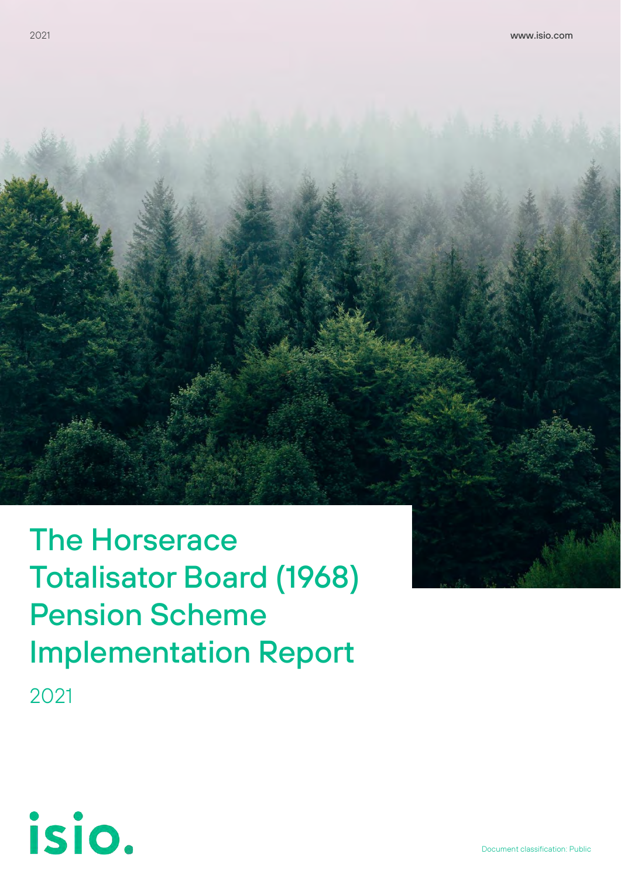# The Horserace Totalisator Board (1968) Pension Scheme Implementation Report

2021

isio.

Document classification: Public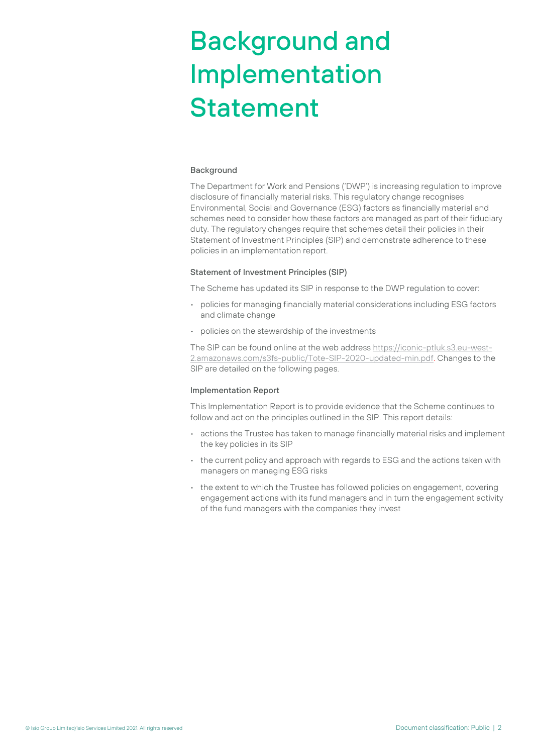# Background and Implementation Statement

## Background

The Department for Work and Pensions ('DWP') is increasing regulation to improve disclosure of financially material risks. This regulatory change recognises Environmental, Social and Governance (ESG) factors as financially material and schemes need to consider how these factors are managed as part of their fiduciary duty. The regulatory changes require that schemes detail their policies in their Statement of Investment Principles (SIP) and demonstrate adherence to these policies in an implementation report.

## Statement of Investment Principles (SIP)

The Scheme has updated its SIP in response to the DWP regulation to cover:

- policies for managing financially material considerations including ESG factors and climate change
- policies on the stewardship of the investments

The SIP can be found online at the web address https://iconic-ptluk.s3.eu-west-2.amazonaws.com/s3fs-public/Tote-SIP-2020-updated-min.pdf. Changes to the SIP are detailed on the following pages.

## Implementation Report

This Implementation Report is to provide evidence that the Scheme continues to follow and act on the principles outlined in the SIP. This report details:

- actions the Trustee has taken to manage financially material risks and implement the key policies in its SIP
- the current policy and approach with regards to ESG and the actions taken with managers on managing ESG risks
- the extent to which the Trustee has followed policies on engagement, covering engagement actions with its fund managers and in turn the engagement activity of the fund managers with the companies they invest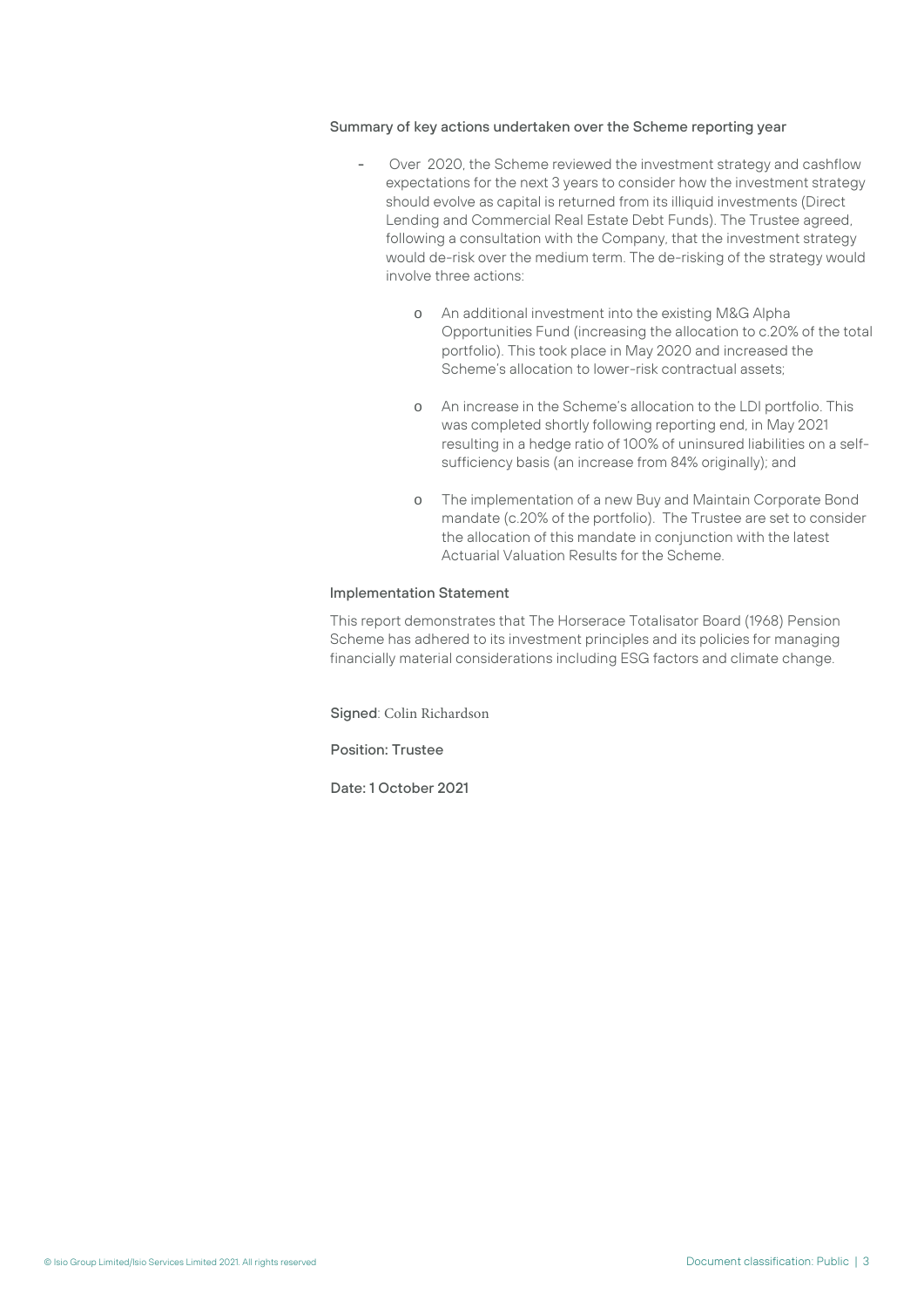### Summary of key actions undertaken over the Scheme reporting year

- Over 2020, the Scheme reviewed the investment strategy and cashflow expectations for the next 3 years to consider how the investment strategy should evolve as capital is returned from its illiquid investments (Direct Lending and Commercial Real Estate Debt Funds). The Trustee agreed, following a consultation with the Company, that the investment strategy would de-risk over the medium term. The de-risking of the strategy would involve three actions:

    - An additional investment into the existing M&G Alpha Opportunities Fund (increasing the allocation to c.20% of the total portfolio). This took place in May 2020 and increased the Scheme's allocation to lower-risk contractual assets;

    - An increase in the Scheme's allocation to the LDI portfolio. This was completed shortly following reporting end, in May 2021 resulting in a hedge ratio of 100% of uninsured liabilities on a self-sufficiency basis (an increase from 84% originally); and

    - The implementation of a new Buy and Maintain Corporate Bond mandate (c.20% of the portfolio). The Trustee are set to consider the allocation of this mandate in conjunction with the latest Actuarial Valuation Results for the Scheme.

### Implementation Statement

This report demonstrates that The Horserace Totalisator Board (1968) Pension Scheme has adhered to its investment principles and its policies for managing financially material considerations including ESG factors and climate change.

**Signed**: Colin Richardson

**Position: Trustee**

**Date: 1 October 2021**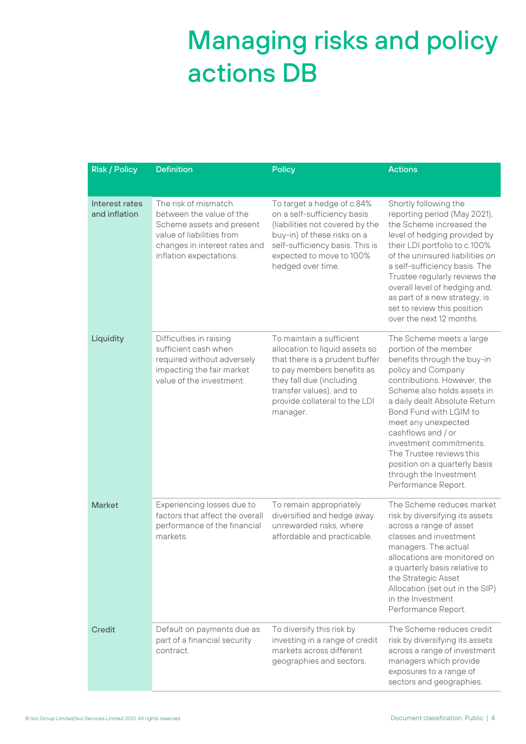# Managing risks and policy actions DB

| Risk / Policy | Definition | Policy | Actions |
|---|---|---|---|
| Interest rates and inflation | The risk of mismatch between the value of the Scheme assets and present value of liabilities from changes in interest rates and inflation expectations. | To target a hedge of c.84% on a self-sufficiency basis (liabilities not covered by the buy-in) of these risks on a self-sufficiency basis. This is expected to move to 100% hedged over time. | Shortly following the reporting period (May 2021), the Scheme increased the level of hedging provided by their LDI portfolio to c.100% of the uninsured liabilities on a self-sufficiency basis. The Trustee regularly reviews the overall level of hedging and, as part of a new strategy, is set to review this position over the next 12 months. |
| Liquidity | Difficulties in raising sufficient cash when required without adversely impacting the fair market value of the investment. | To maintain a sufficient allocation to liquid assets so that there is a prudent buffer to pay members benefits as they fall due (including transfer values), and to provide collateral to the LDI manager. | The Scheme meets a large portion of the member benefits through the buy-in policy and Company contributions. However, the Scheme also holds assets in a daily dealt Absolute Return Bond Fund with LGIM to meet any unexpected cashflows and / or investment commitments. The Trustee reviews this position on a quarterly basis through the Investment Performance Report. |
| Market | Experiencing losses due to factors that affect the overall performance of the financial markets. | To remain appropriately diversified and hedge away unrewarded risks, where affordable and practicable. | The Scheme reduces market risk by diversifying its assets across a range of asset classes and investment managers. The actual allocations are monitored on a quarterly basis relative to the Strategic Asset Allocation (set out in the SIP) in the Investment Performance Report. |
| Credit | Default on payments due as part of a financial security contract. | To diversify this risk by investing in a range of credit markets across different geographies and sectors. | The Scheme reduces credit risk by diversifying its assets across a range of investment managers which provide exposures to a range of sectors and geographies. |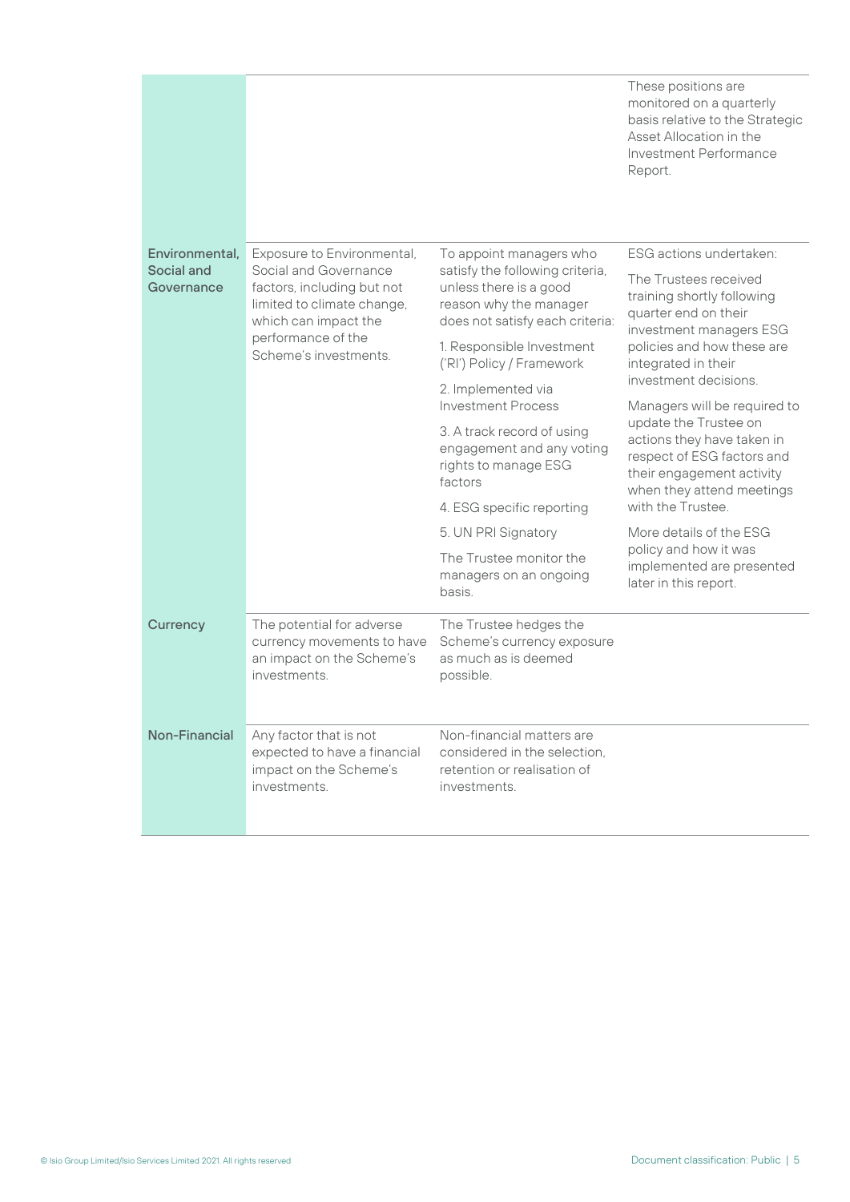| | | | |
|---|---|---|---|
| | | | These positions are monitored on a quarterly basis relative to the Strategic Asset Allocation in the Investment Performance Report. |
| **Environmental, Social and Governance** | Exposure to Environmental, Social and Governance factors, including but not limited to climate change, which can impact the performance of the Scheme's investments. | To appoint managers who satisfy the following criteria, unless there is a good reason why the manager does not satisfy each criteria:<br><br>1. Responsible Investment ('RI') Policy / Framework<br><br>2. Implemented via Investment Process<br><br>3. A track record of using engagement and any voting rights to manage ESG factors<br><br>4. ESG specific reporting<br><br>5. UN PRI Signatory<br><br>The Trustee monitor the managers on an ongoing basis. | ESG actions undertaken:<br><br>The Trustees received training shortly following quarter end on their investment managers ESG policies and how these are integrated in their investment decisions.<br><br>Managers will be required to update the Trustee on actions they have taken in respect of ESG factors and their engagement activity when they attend meetings with the Trustee.<br><br>More details of the ESG policy and how it was implemented are presented later in this report. |
| **Currency** | The potential for adverse currency movements to have an impact on the Scheme's investments. | The Trustee hedges the Scheme's currency exposure as much as is deemed possible. | |
| **Non-Financial** | Any factor that is not expected to have a financial impact on the Scheme's investments. | Non-financial matters are considered in the selection, retention or realisation of investments. | |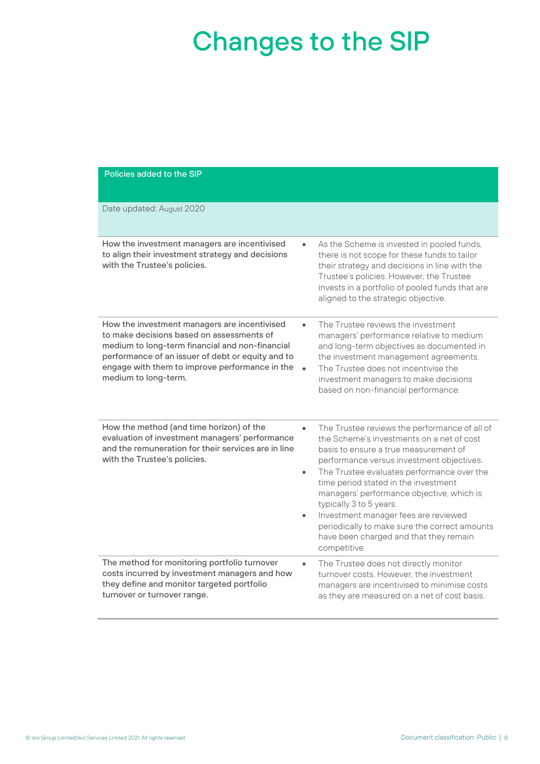# Changes to the SIP

| Policies added to the SIP | |
|---|---|
| Date updated: August 2020 | |
| **How the investment managers are incentivised to align their investment strategy and decisions with the Trustee's policies.** | • As the Scheme is invested in pooled funds, there is not scope for these funds to tailor their strategy and decisions in line with the Trustee's policies. However, the Trustee invests in a portfolio of pooled funds that are aligned to the strategic objective. |
| **How the investment managers are incentivised to make decisions based on assessments of medium to long-term financial and non-financial performance of an issuer of debt or equity and to engage with them to improve performance in the medium to long-term.** | • The Trustee reviews the investment managers' performance relative to medium and long-term objectives as documented in the investment management agreements.<br>• The Trustee does not incentivise the investment managers to make decisions based on non-financial performance. |
| **How the method (and time horizon) of the evaluation of investment managers' performance and the remuneration for their services are in line with the Trustee's policies.** | • The Trustee reviews the performance of all of the Scheme's investments on a net of cost basis to ensure a true measurement of performance versus investment objectives.<br>• The Trustee evaluates performance over the time period stated in the investment managers' performance objective, which is typically 3 to 5 years.<br>• Investment manager fees are reviewed periodically to make sure the correct amounts have been charged and that they remain competitive. |
| **The method for monitoring portfolio turnover costs incurred by investment managers and how they define and monitor targeted portfolio turnover or turnover range.** | • The Trustee does not directly monitor turnover costs. However, the investment managers are incentivised to minimise costs as they are measured on a net of cost basis. |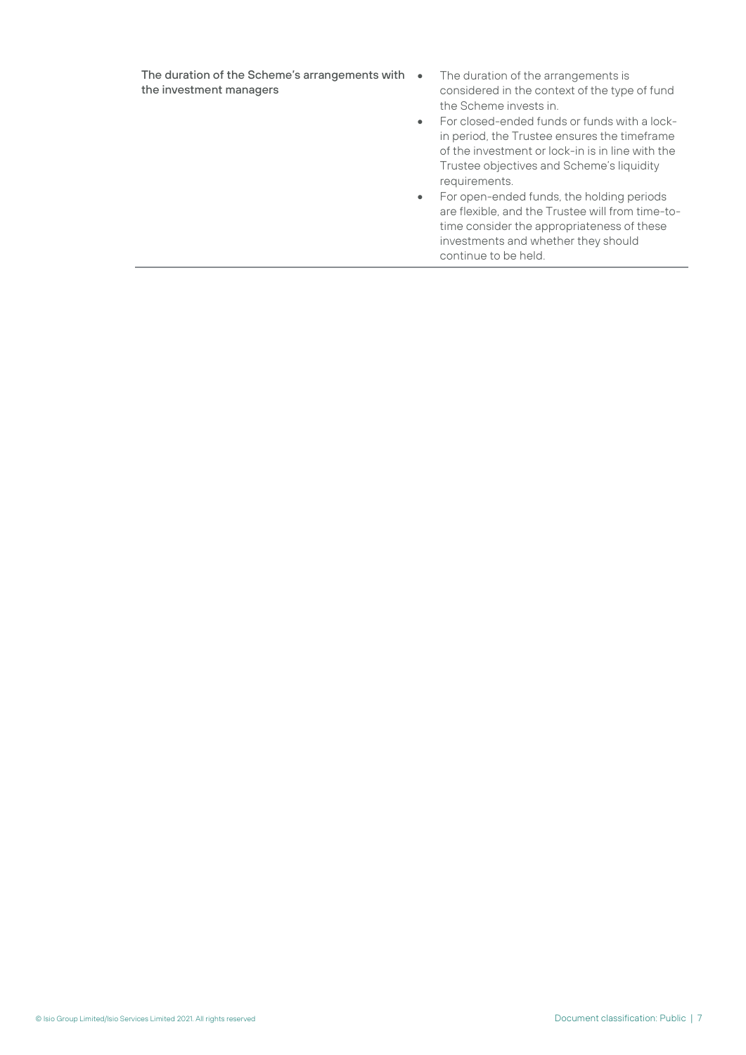| | |
|---|---|
| **The duration of the Scheme's arrangements with the investment managers** | • The duration of the arrangements is considered in the context of the type of fund the Scheme invests in. <br> • For closed-ended funds or funds with a lock-in period, the Trustee ensures the timeframe of the investment or lock-in is in line with the Trustee objectives and Scheme's liquidity requirements. <br> • For open-ended funds, the holding periods are flexible, and the Trustee will from time-to-time consider the appropriateness of these investments and whether they should continue to be held. |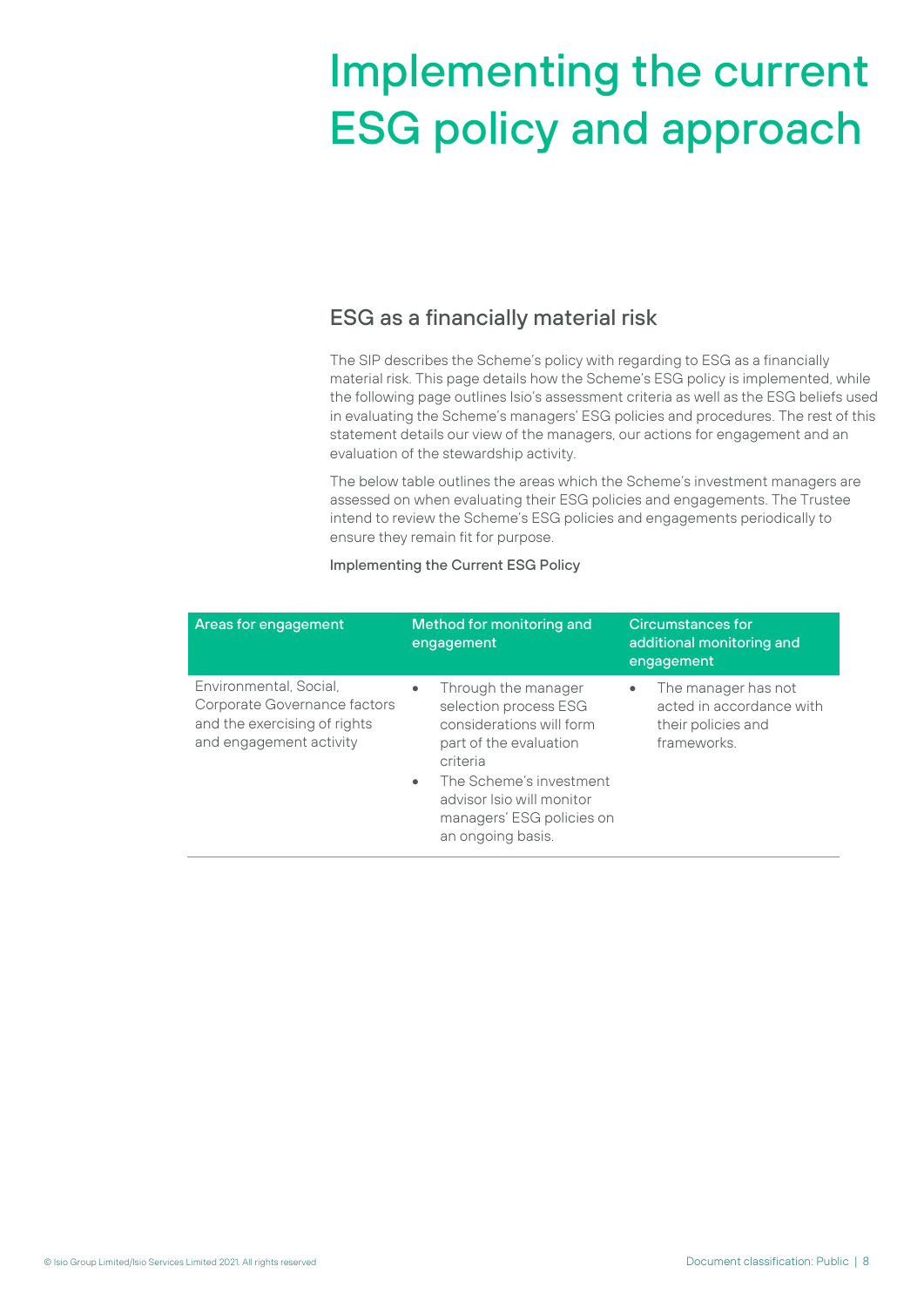# Implementing the current ESG policy and approach

## ESG as a financially material risk

The SIP describes the Scheme's policy with regarding to ESG as a financially material risk. This page details how the Scheme's ESG policy is implemented, while the following page outlines Isio's assessment criteria as well as the ESG beliefs used in evaluating the Scheme's managers' ESG policies and procedures. The rest of this statement details our view of the managers, our actions for engagement and an evaluation of the stewardship activity.

The below table outlines the areas which the Scheme's investment managers are assessed on when evaluating their ESG policies and engagements. The Trustee intend to review the Scheme's ESG policies and engagements periodically to ensure they remain fit for purpose.

Implementing the Current ESG Policy

| Areas for engagement | Method for monitoring and engagement | Circumstances for additional monitoring and engagement |
|---|---|---|
| Environmental, Social, Corporate Governance factors and the exercising of rights and engagement activity | • Through the manager selection process ESG considerations will form part of the evaluation criteria<br>• The Scheme's investment advisor Isio will monitor managers' ESG policies on an ongoing basis. | • The manager has not acted in accordance with their policies and frameworks. |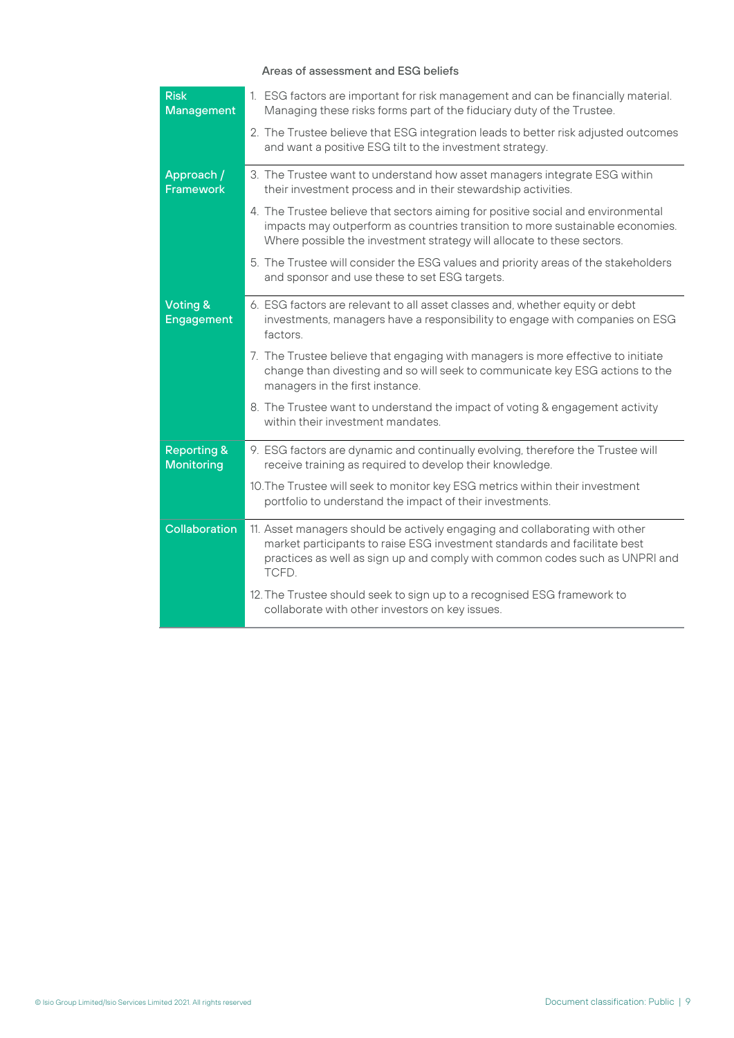Areas of assessment and ESG beliefs

| | |
|---|---|
| **Risk Management** | 1. ESG factors are important for risk management and can be financially material. Managing these risks forms part of the fiduciary duty of the Trustee. |
| | 2. The Trustee believe that ESG integration leads to better risk adjusted outcomes and want a positive ESG tilt to the investment strategy. |
| **Approach / Framework** | 3. The Trustee want to understand how asset managers integrate ESG within their investment process and in their stewardship activities. |
| | 4. The Trustee believe that sectors aiming for positive social and environmental impacts may outperform as countries transition to more sustainable economies. Where possible the investment strategy will allocate to these sectors. |
| | 5. The Trustee will consider the ESG values and priority areas of the stakeholders and sponsor and use these to set ESG targets. |
| **Voting & Engagement** | 6. ESG factors are relevant to all asset classes and, whether equity or debt investments, managers have a responsibility to engage with companies on ESG factors. |
| | 7. The Trustee believe that engaging with managers is more effective to initiate change than divesting and so will seek to communicate key ESG actions to the managers in the first instance. |
| | 8. The Trustee want to understand the impact of voting & engagement activity within their investment mandates. |
| **Reporting & Monitoring** | 9. ESG factors are dynamic and continually evolving, therefore the Trustee will receive training as required to develop their knowledge. |
| | 10. The Trustee will seek to monitor key ESG metrics within their investment portfolio to understand the impact of their investments. |
| **Collaboration** | 11. Asset managers should be actively engaging and collaborating with other market participants to raise ESG investment standards and facilitate best practices as well as sign up and comply with common codes such as UNPRI and TCFD. |
| | 12. The Trustee should seek to sign up to a recognised ESG framework to collaborate with other investors on key issues. |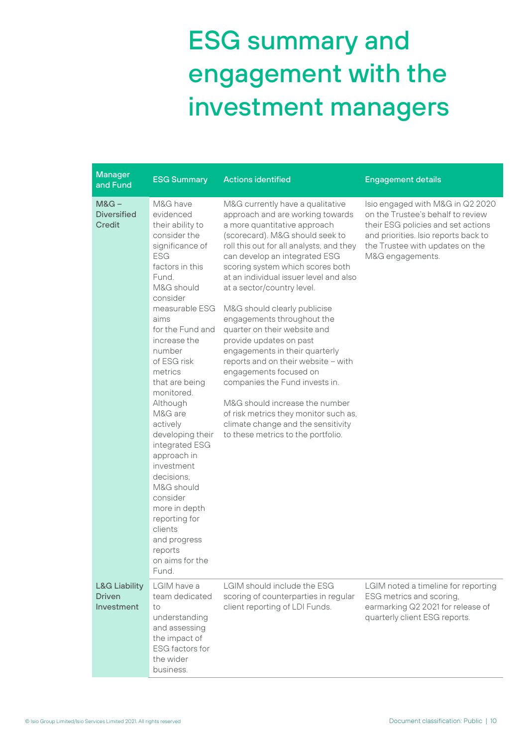# ESG summary and engagement with the investment managers

| Manager and Fund | ESG Summary | Actions identified | Engagement details |
|---|---|---|---|
| **M&G – Diversified Credit** | M&G have evidenced their ability to consider the significance of ESG factors in this Fund. M&G should consider measurable ESG aims for the Fund and increase the number of ESG risk metrics that are being monitored. Although M&G are actively developing their integrated ESG approach in investment decisions, M&G should consider more in depth reporting for clients and progress reports on aims for the Fund. | M&G currently have a qualitative approach and are working towards a more quantitative approach (scorecard). M&G should seek to roll this out for all analysts, and they can develop an integrated ESG scoring system which scores both at an individual issuer level and also at a sector/country level.<br><br>M&G should clearly publicise engagements throughout the quarter on their website and provide updates on past engagements in their quarterly reports and on their website – with engagements focused on companies the Fund invests in.<br><br>M&G should increase the number of risk metrics they monitor such as, climate change and the sensitivity to these metrics to the portfolio. | Isio engaged with M&G in Q2 2020 on the Trustee's behalf to review their ESG policies and set actions and priorities. Isio reports back to the Trustee with updates on the M&G engagements. |
| **L&G Liability Driven Investment** | LGIM have a team dedicated to understanding and assessing the impact of ESG factors for the wider business. | LGIM should include the ESG scoring of counterparties in regular client reporting of LDI Funds. | LGIM noted a timeline for reporting ESG metrics and scoring, earmarking Q2 2021 for release of quarterly client ESG reports. |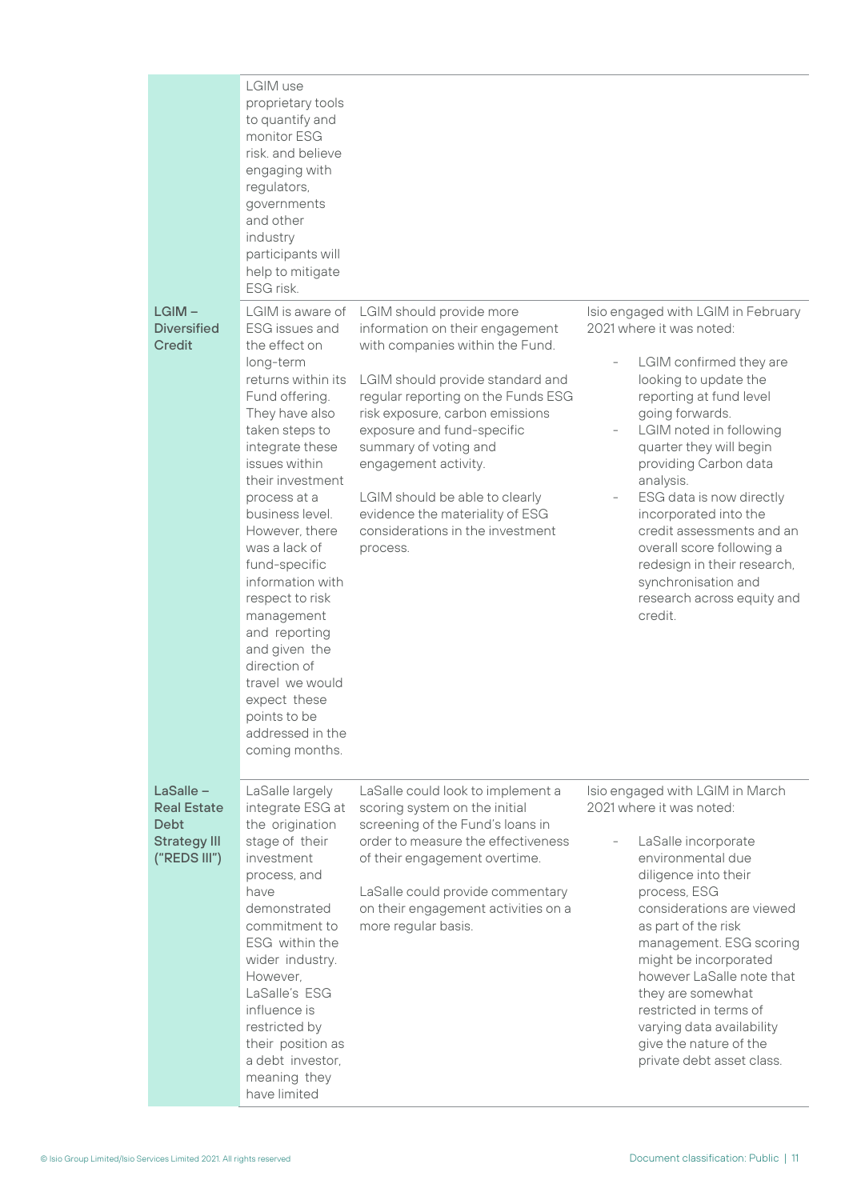| | | | |
|---|---|---|---|
| | LGIM use proprietary tools to quantify and monitor ESG risk. and believe engaging with regulators, governments and other industry participants will help to mitigate ESG risk. | | |
| **LGIM – Diversified Credit** | LGIM is aware of ESG issues and the effect on long-term returns within its Fund offering. They have also taken steps to integrate these issues within their investment process at a business level. However, there was a lack of fund-specific information with respect to risk management and reporting and given the direction of travel we would expect these points to be addressed in the coming months. | LGIM should provide more information on their engagement with companies within the Fund.<br><br>LGIM should provide standard and regular reporting on the Funds ESG risk exposure, carbon emissions exposure and fund-specific summary of voting and engagement activity.<br><br>LGIM should be able to clearly evidence the materiality of ESG considerations in the investment process. | Isio engaged with LGIM in February 2021 where it was noted:<br><br>- LGIM confirmed they are looking to update the reporting at fund level going forwards.<br>- LGIM noted in following quarter they will begin providing Carbon data analysis.<br>- ESG data is now directly incorporated into the credit assessments and an overall score following a redesign in their research, synchronisation and research across equity and credit. |
| **LaSalle – Real Estate Debt Strategy III ("REDS III")** | LaSalle largely integrate ESG at the origination stage of their investment process, and have demonstrated commitment to ESG within the wider industry. However, LaSalle's ESG influence is restricted by their position as a debt investor, meaning they have limited | LaSalle could look to implement a scoring system on the initial screening of the Fund's loans in order to measure the effectiveness of their engagement overtime.<br><br>LaSalle could provide commentary on their engagement activities on a more regular basis. | Isio engaged with LGIM in March 2021 where it was noted:<br><br>- LaSalle incorporate environmental due diligence into their process, ESG considerations are viewed as part of the risk management. ESG scoring might be incorporated however LaSalle note that they are somewhat restricted in terms of varying data availability give the nature of the private debt asset class. |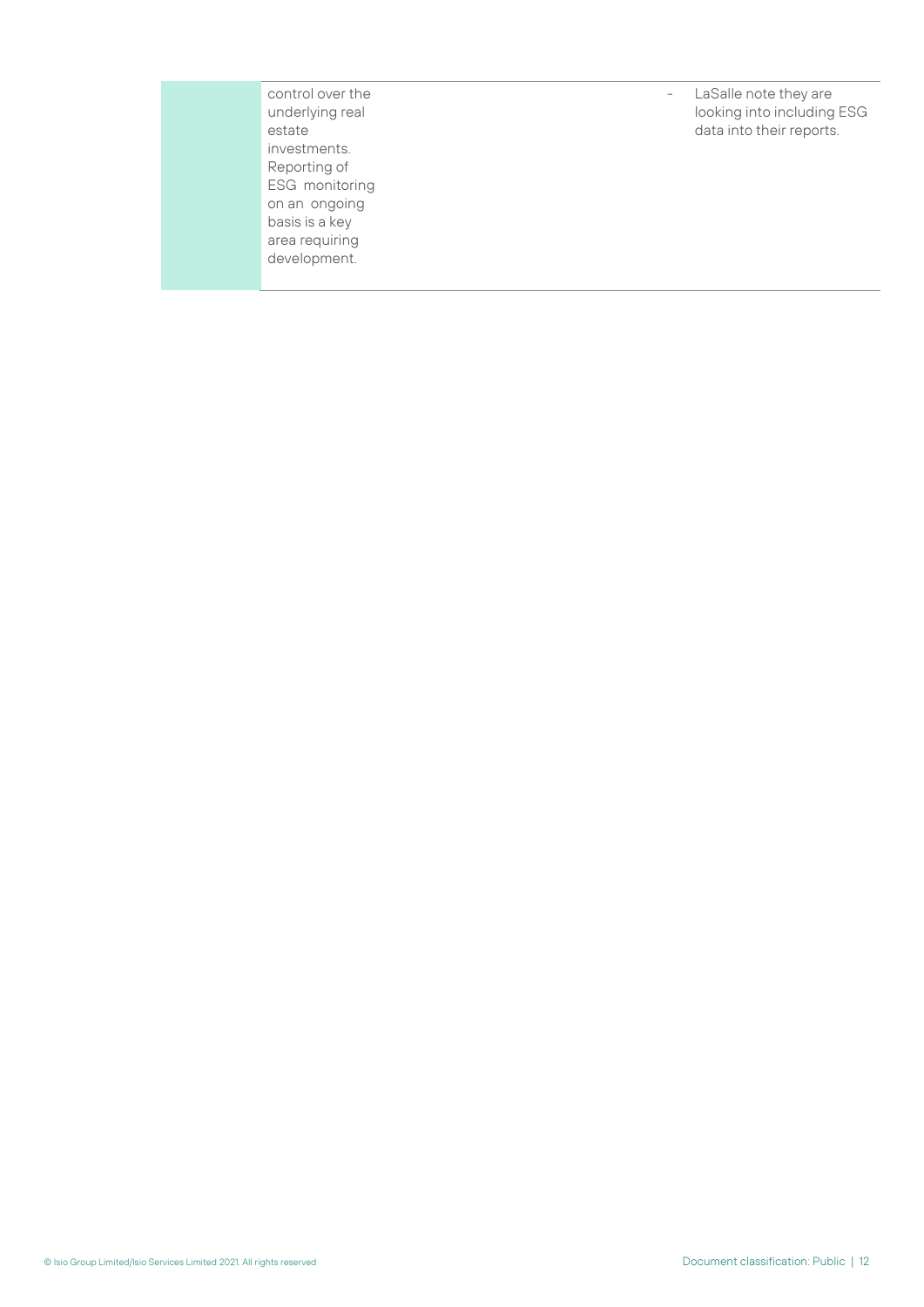| | | |
|---|---|---|
| | control over the underlying real estate investments. Reporting of ESG monitoring on an ongoing basis is a key area requiring development. | - LaSalle note they are looking into including ESG data into their reports. |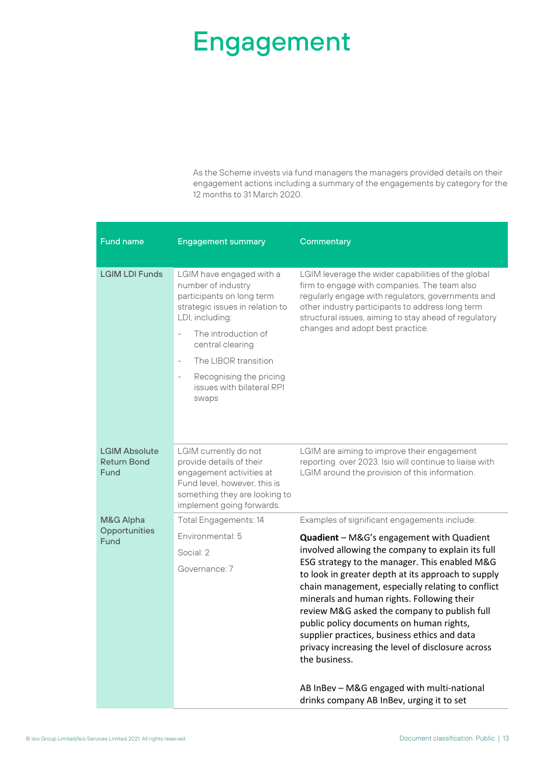# Engagement

As the Scheme invests via fund managers the managers provided details on their engagement actions including a summary of the engagements by category for the 12 months to 31 March 2020.

| Fund name | Engagement summary | Commentary |
|---|---|---|
| LGIM LDI Funds | LGIM have engaged with a number of industry participants on long term strategic issues in relation to LDI, including:<br>- The introduction of central clearing<br>- The LIBOR transition<br>- Recognising the pricing issues with bilateral RPI swaps | LGIM leverage the wider capabilities of the global firm to engage with companies. The team also regularly engage with regulators, governments and other industry participants to address long term structural issues, aiming to stay ahead of regulatory changes and adopt best practice. |
| LGIM Absolute Return Bond Fund | LGIM currently do not provide details of their engagement activities at Fund level, however, this is something they are looking to implement going forwards. | LGIM are aiming to improve their engagement reporting over 2023. Isio will continue to liaise with LGIM around the provision of this information. |
| M&G Alpha Opportunities Fund | Total Engagements: 14<br>Environmental: 5<br>Social: 2<br>Governance: 7 | Examples of significant engagements include:<br>**Quadient** – M&G's engagement with Quadient involved allowing the company to explain its full ESG strategy to the manager. This enabled M&G to look in greater depth at its approach to supply chain management, especially relating to conflict minerals and human rights. Following their review M&G asked the company to publish full public policy documents on human rights, supplier practices, business ethics and data privacy increasing the level of disclosure across the business.<br><br>AB InBev – M&G engaged with multi-national drinks company AB InBev, urging it to set |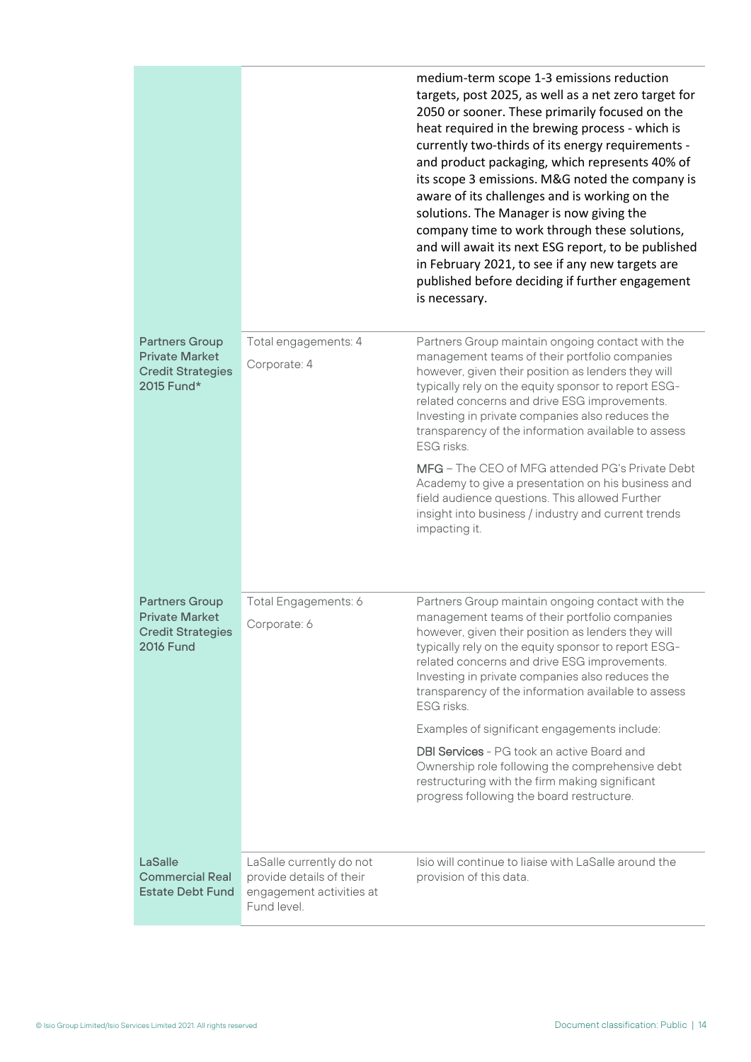| | | |
|---|---|---|
| | | medium-term scope 1-3 emissions reduction targets, post 2025, as well as a net zero target for 2050 or sooner. These primarily focused on the heat required in the brewing process - which is currently two-thirds of its energy requirements - and product packaging, which represents 40% of its scope 3 emissions. M&G noted the company is aware of its challenges and is working on the solutions. The Manager is now giving the company time to work through these solutions, and will await its next ESG report, to be published in February 2021, to see if any new targets are published before deciding if further engagement is necessary. |
| **Partners Group Private Market Credit Strategies 2015 Fund*** | Total engagements: 4<br><br>Corporate: 4 | Partners Group maintain ongoing contact with the management teams of their portfolio companies however, given their position as lenders they will typically rely on the equity sponsor to report ESG-related concerns and drive ESG improvements. Investing in private companies also reduces the transparency of the information available to assess ESG risks.<br><br>MFG – The CEO of MFG attended PG's Private Debt Academy to give a presentation on his business and field audience questions. This allowed Further insight into business / industry and current trends impacting it. |
| **Partners Group Private Market Credit Strategies 2016 Fund** | Total Engagements: 6<br><br>Corporate: 6 | Partners Group maintain ongoing contact with the management teams of their portfolio companies however, given their position as lenders they will typically rely on the equity sponsor to report ESG-related concerns and drive ESG improvements. Investing in private companies also reduces the transparency of the information available to assess ESG risks.<br><br>Examples of significant engagements include:<br><br>DBI Services - PG took an active Board and Ownership role following the comprehensive debt restructuring with the firm making significant progress following the board restructure. |
| **LaSalle Commercial Real Estate Debt Fund** | LaSalle currently do not provide details of their engagement activities at Fund level. | Isio will continue to liaise with LaSalle around the provision of this data. |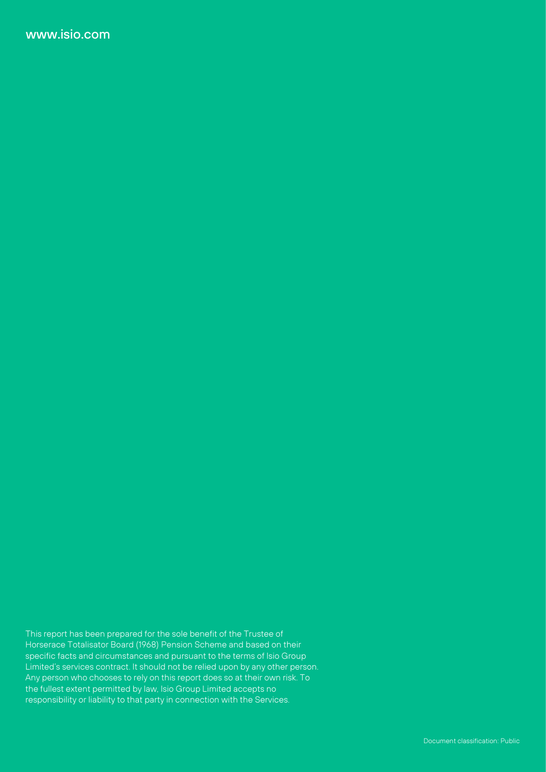www.isio.com

This report has been prepared for the sole benefit of the Trustee of Horserace Totalisator Board (1968) Pension Scheme and based on their specific facts and circumstances and pursuant to the terms of Isio Group Limited's services contract. It should not be relied upon by any other person. Any person who chooses to rely on this report does so at their own risk. To the fullest extent permitted by law, Isio Group Limited accepts no responsibility or liability to that party in connection with the Services.

Document classification: Public